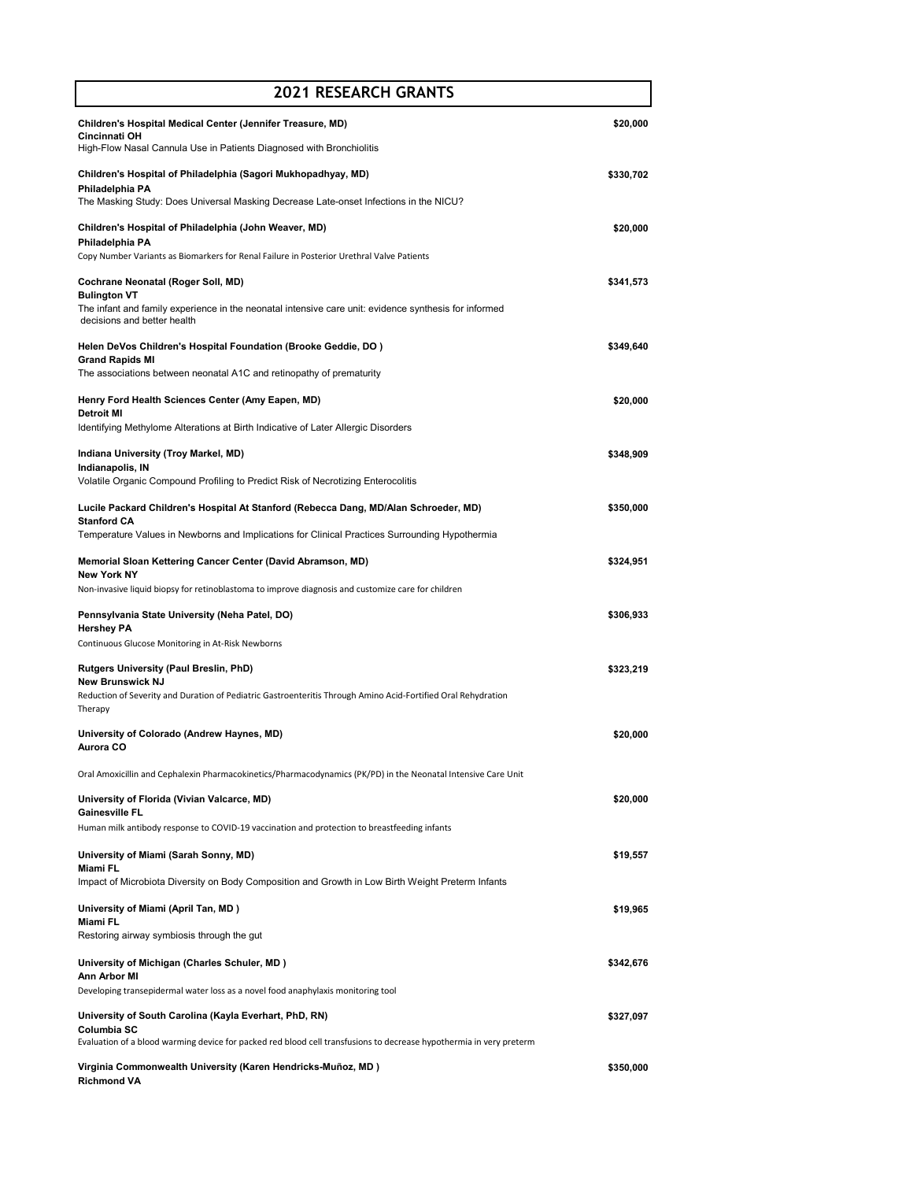## 2021 RESEARCH GRANTS

| | |
|---|---|
| **Children's Hospital Medical Center (Jennifer Treasure, MD)**<br>**Cincinnati OH**<br>High-Flow Nasal Cannula Use in Patients Diagnosed with Bronchiolitis | **$20,000** |
| **Children's Hospital of Philadelphia (Sagori Mukhopadhyay, MD)**<br>**Philadelphia PA**<br>The Masking Study: Does Universal Masking Decrease Late-onset Infections in the NICU? | **$330,702** |
| **Children's Hospital of Philadelphia (John Weaver, MD)**<br>**Philadelphia PA**<br>Copy Number Variants as Biomarkers for Renal Failure in Posterior Urethral Valve Patients | **$20,000** |
| **Cochrane Neonatal (Roger Soll, MD)**<br>**Bulington VT**<br>The infant and family experience in the neonatal intensive care unit: evidence synthesis for informed decisions and better health | **$341,573** |
| **Helen DeVos Children's Hospital Foundation (Brooke Geddie, DO )**<br>**Grand Rapids MI**<br>The associations between neonatal A1C and retinopathy of prematurity | **$349,640** |
| **Henry Ford Health Sciences Center (Amy Eapen, MD)**<br>**Detroit MI**<br>Identifying Methylome Alterations at Birth Indicative of Later Allergic Disorders | **$20,000** |
| **Indiana University (Troy Markel, MD)**<br>**Indianapolis, IN**<br>Volatile Organic Compound Profiling to Predict Risk of Necrotizing Enterocolitis | **$348,909** |
| **Lucile Packard Children's Hospital At Stanford (Rebecca Dang, MD/Alan Schroeder, MD)**<br>**Stanford CA**<br>Temperature Values in Newborns and Implications for Clinical Practices Surrounding Hypothermia | **$350,000** |
| **Memorial Sloan Kettering Cancer Center (David Abramson, MD)**<br>**New York NY**<br>Non-invasive liquid biopsy for retinoblastoma to improve diagnosis and customize care for children | **$324,951** |
| **Pennsylvania State University (Neha Patel, DO)**<br>**Hershey PA**<br>Continuous Glucose Monitoring in At-Risk Newborns | **$306,933** |
| **Rutgers University (Paul Breslin, PhD)**<br>**New Brunswick NJ**<br>Reduction of Severity and Duration of Pediatric Gastroenteritis Through Amino Acid-Fortified Oral Rehydration Therapy | **$323,219** |
| **University of Colorado (Andrew Haynes, MD)**<br>**Aurora CO**<br>Oral Amoxicillin and Cephalexin Pharmacokinetics/Pharmacodynamics (PK/PD) in the Neonatal Intensive Care Unit | **$20,000** |
| **University of Florida (Vivian Valcarce, MD)**<br>**Gainesville FL**<br>Human milk antibody response to COVID-19 vaccination and protection to breastfeeding infants | **$20,000** |
| **University of Miami (Sarah Sonny, MD)**<br>**Miami FL**<br>Impact of Microbiota Diversity on Body Composition and Growth in Low Birth Weight Preterm Infants | **$19,557** |
| **University of Miami (April Tan, MD )**<br>**Miami FL**<br>Restoring airway symbiosis through the gut | **$19,965** |
| **University of Michigan (Charles Schuler, MD )**<br>**Ann Arbor MI**<br>Developing transepidermal water loss as a novel food anaphylaxis monitoring tool | **$342,676** |
| **University of South Carolina (Kayla Everhart, PhD, RN)**<br>**Columbia SC**<br>Evaluation of a blood warming device for packed red blood cell transfusions to decrease hypothermia in very preterm | **$327,097** |
| **Virginia Commonwealth University (Karen Hendricks-Muñoz, MD )**<br>**Richmond VA** | **$350,000** |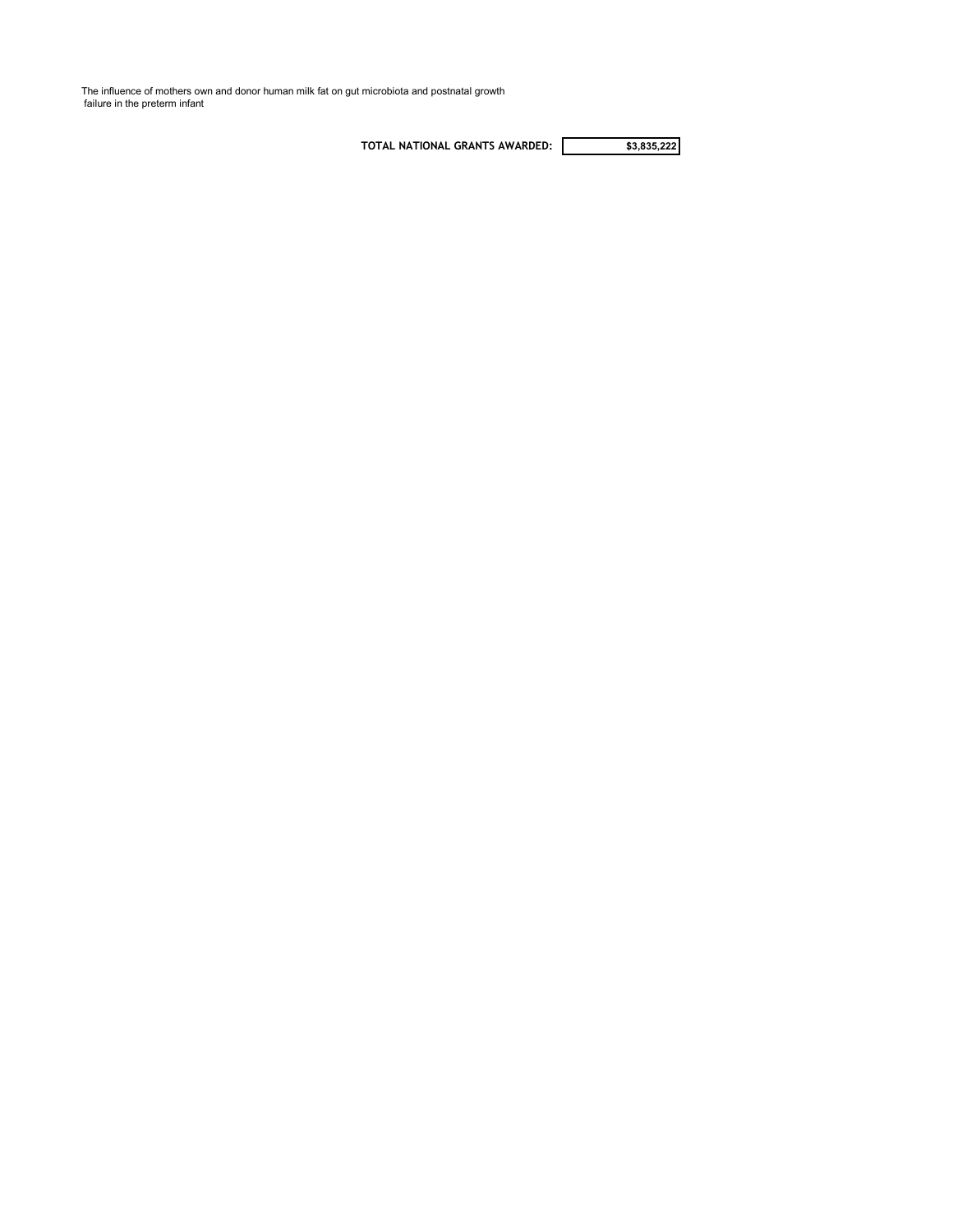The influence of mothers own and donor human milk fat on gut microbiota and postnatal growth failure in the preterm infant

**TOTAL NATIONAL GRANTS AWARDED:** **$3,835,222**